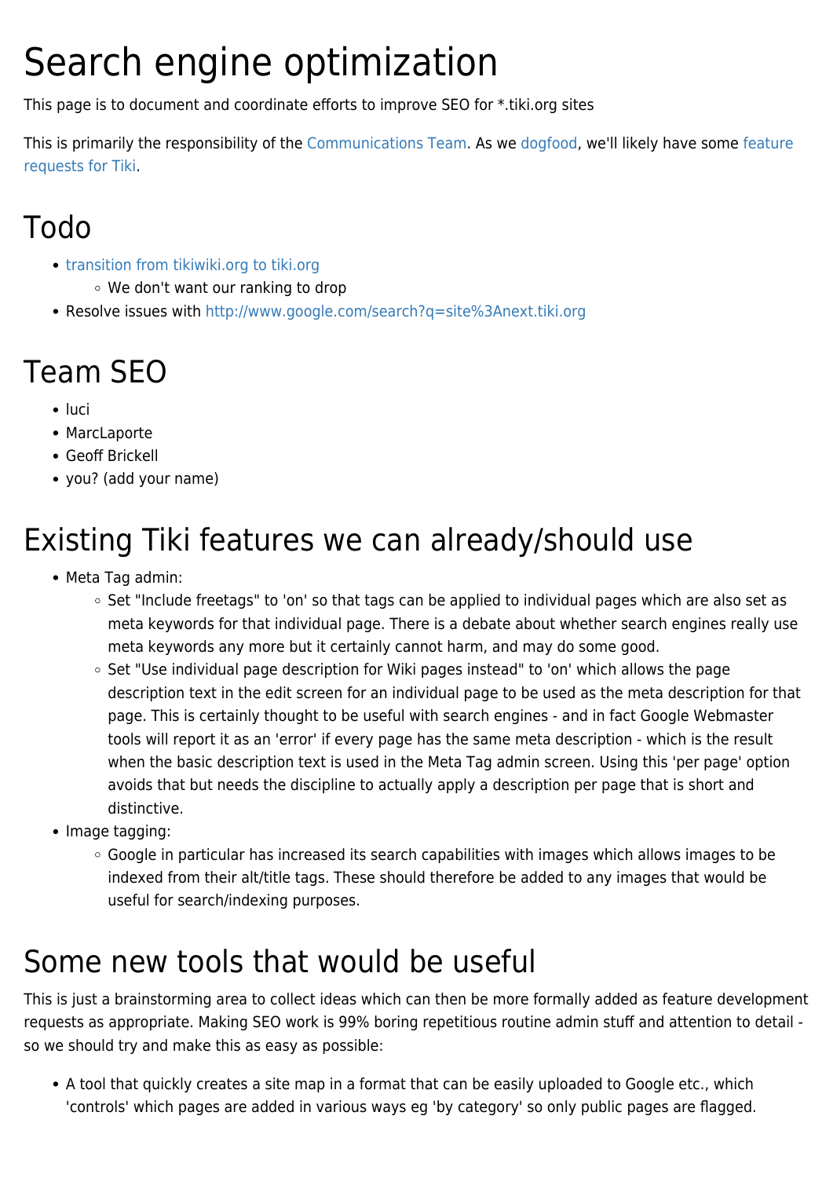# Search engine optimization

This page is to document and coordinate efforts to improve SEO for *.tiki.org sites

This is primarily the responsibility of the Communications Team. As we dogfood, we'll likely have some feature requests for Tiki.

## Todo

- transition from tikiwiki.org to tiki.org
  - We don't want our ranking to drop
- Resolve issues with http://www.google.com/search?q=site%3Anext.tiki.org

## Team SEO

- luci
- MarcLaporte
- Geoff Brickell
- you? (add your name)

## Existing Tiki features we can already/should use

- Meta Tag admin:
  - Set "Include freetags" to 'on' so that tags can be applied to individual pages which are also set as meta keywords for that individual page. There is a debate about whether search engines really use meta keywords any more but it certainly cannot harm, and may do some good.
  - Set "Use individual page description for Wiki pages instead" to 'on' which allows the page description text in the edit screen for an individual page to be used as the meta description for that page. This is certainly thought to be useful with search engines - and in fact Google Webmaster tools will report it as an 'error' if every page has the same meta description - which is the result when the basic description text is used in the Meta Tag admin screen. Using this 'per page' option avoids that but needs the discipline to actually apply a description per page that is short and distinctive.
- Image tagging:
  - Google in particular has increased its search capabilities with images which allows images to be indexed from their alt/title tags. These should therefore be added to any images that would be useful for search/indexing purposes.

## Some new tools that would be useful

This is just a brainstorming area to collect ideas which can then be more formally added as feature development requests as appropriate. Making SEO work is 99% boring repetitious routine admin stuff and attention to detail - so we should try and make this as easy as possible:

- A tool that quickly creates a site map in a format that can be easily uploaded to Google etc., which 'controls' which pages are added in various ways eg 'by category' so only public pages are flagged.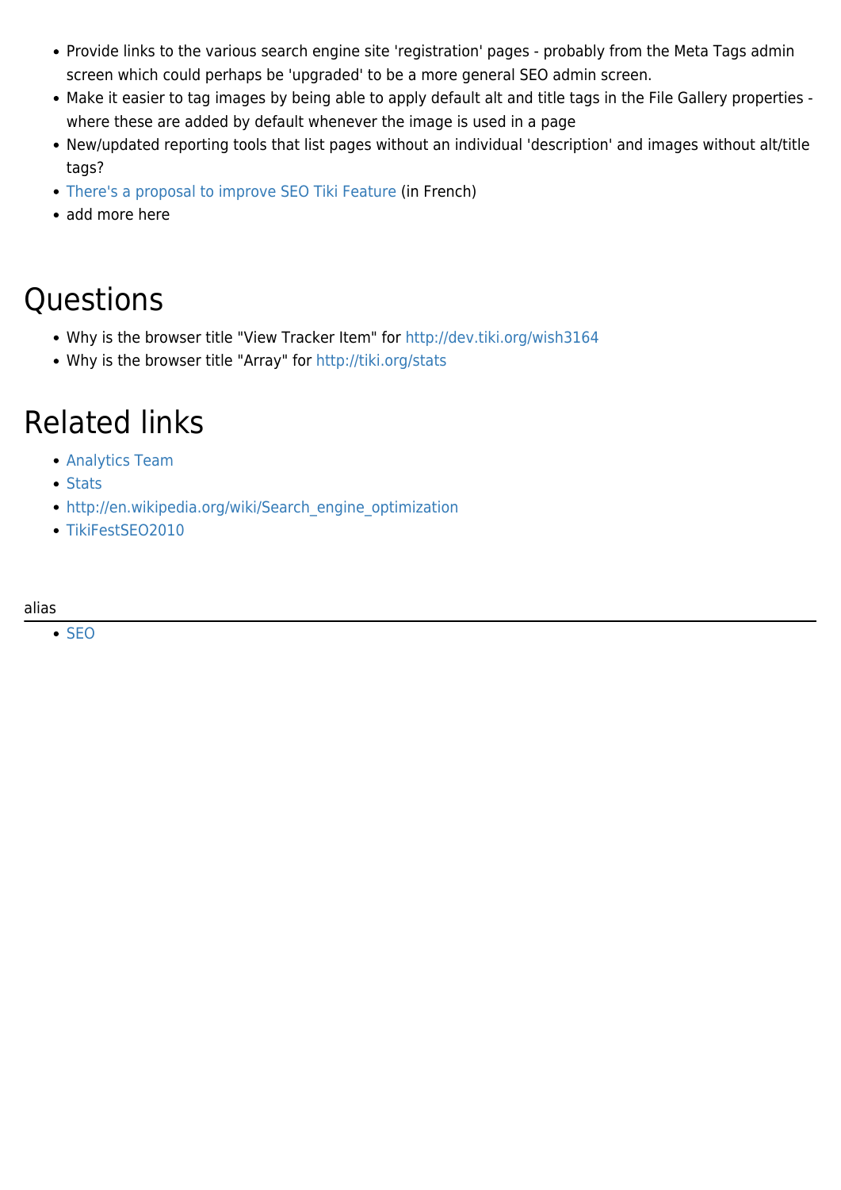- Provide links to the various search engine site 'registration' pages - probably from the Meta Tags admin screen which could perhaps be 'upgraded' to be a more general SEO admin screen.
- Make it easier to tag images by being able to apply default alt and title tags in the File Gallery properties - where these are added by default whenever the image is used in a page
- New/updated reporting tools that list pages without an individual 'description' and images without alt/title tags?
- There's a proposal to improve SEO Tiki Feature (in French)
- add more here

# Questions

- Why is the browser title "View Tracker Item" for http://dev.tiki.org/wish3164
- Why is the browser title "Array" for http://tiki.org/stats

# Related links

- Analytics Team
- Stats
- http://en.wikipedia.org/wiki/Search_engine_optimization
- TikiFestSEO2010

alias

- SEO